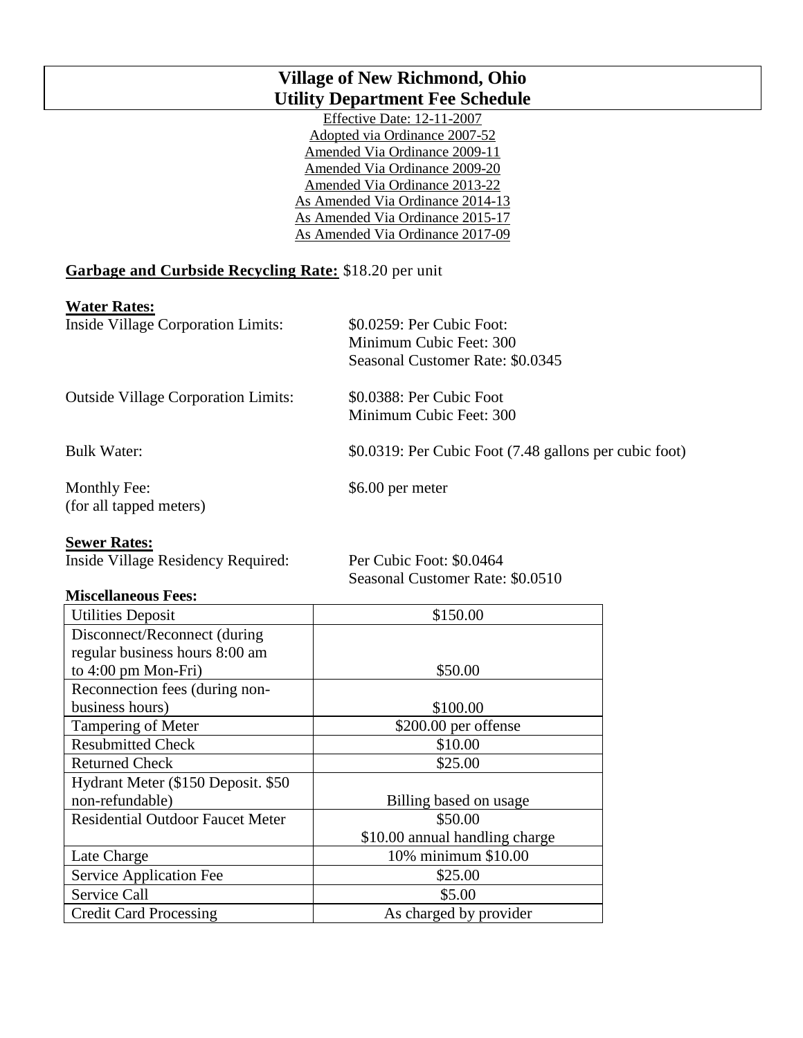# Village of New Richmond, Ohio
# Utility Department Fee Schedule

Effective Date: 12-11-2007
Adopted via Ordinance 2007-52
Amended Via Ordinance 2009-11
Amended Via Ordinance 2009-20
Amended Via Ordinance 2013-22
As Amended Via Ordinance 2014-13
As Amended Via Ordinance 2015-17
As Amended Via Ordinance 2017-09

**Garbage and Curbside Recycling Rate:** $18.20 per unit

**Water Rates:**

Inside Village Corporation Limits: $0.0259: Per Cubic Foot:
Minimum Cubic Feet: 300
Seasonal Customer Rate: $0.0345

Outside Village Corporation Limits: $0.0388: Per Cubic Foot
Minimum Cubic Feet: 300

Bulk Water: $0.0319: Per Cubic Foot (7.48 gallons per cubic foot)

Monthly Fee: $6.00 per meter
(for all tapped meters)

**Sewer Rates:**

Inside Village Residency Required: Per Cubic Foot: $0.0464
Seasonal Customer Rate: $0.0510

**Miscellaneous Fees:**

| | |
|---|---|
| Utilities Deposit | $150.00 |
| Disconnect/Reconnect (during regular business hours 8:00 am to 4:00 pm Mon-Fri) | $50.00 |
| Reconnection fees (during non-business hours) | $100.00 |
| Tampering of Meter | $200.00 per offense |
| Resubmitted Check | $10.00 |
| Returned Check | $25.00 |
| Hydrant Meter ($150 Deposit. $50 non-refundable) | Billing based on usage |
| Residential Outdoor Faucet Meter | $50.00<br>$10.00 annual handling charge |
| Late Charge | 10% minimum $10.00 |
| Service Application Fee | $25.00 |
| Service Call | $5.00 |
| Credit Card Processing | As charged by provider |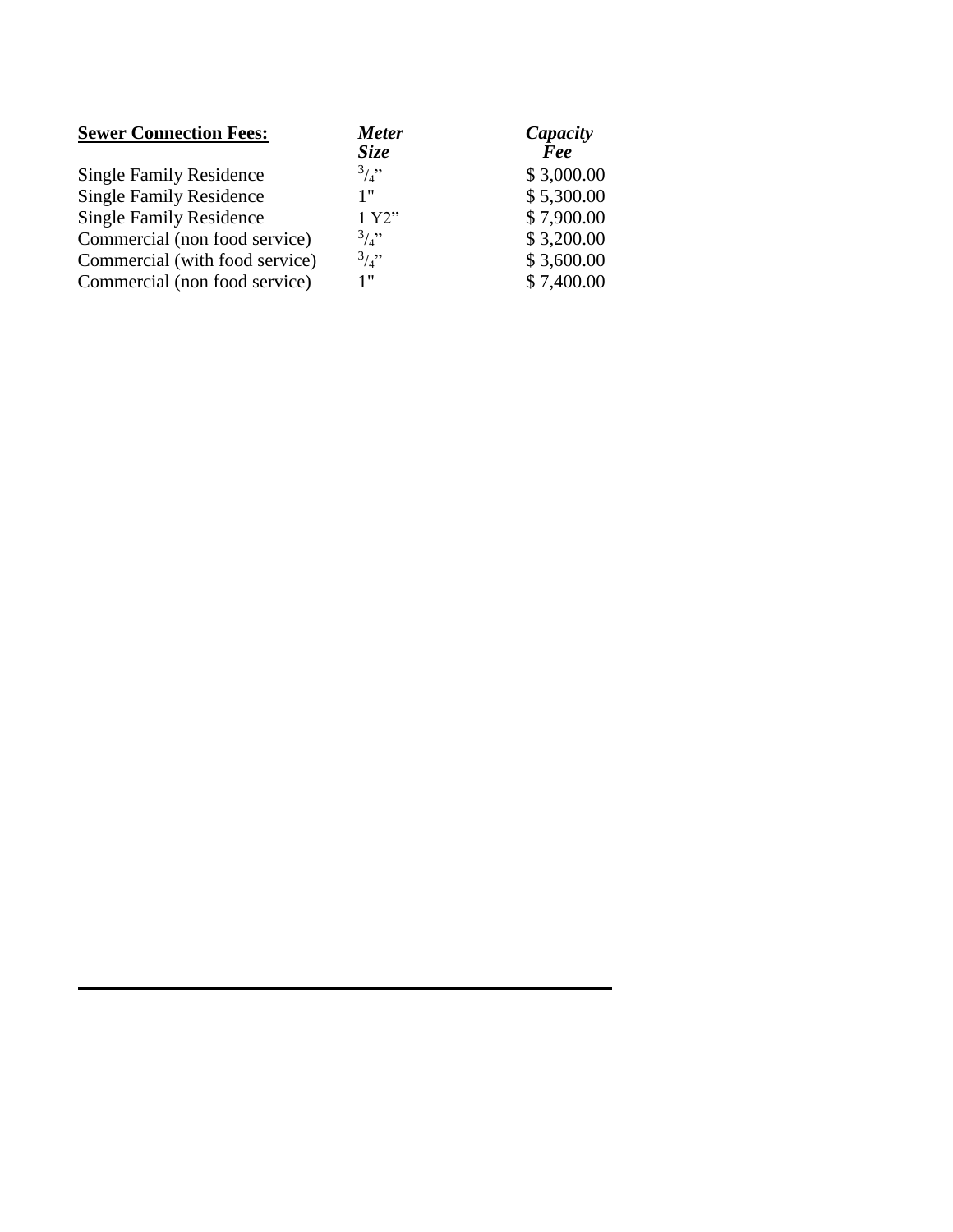| **Sewer Connection Fees:** | ***Meter Size*** | ***Capacity Fee*** |
|---|---|---|
| Single Family Residence | 3/4" | $ 3,000.00 |
| Single Family Residence | 1" | $ 5,300.00 |
| Single Family Residence | 1 Y2" | $ 7,900.00 |
| Commercial (non food service) | 3/4" | $ 3,200.00 |
| Commercial (with food service) | 3/4" | $ 3,600.00 |
| Commercial (non food service) | 1" | $ 7,400.00 |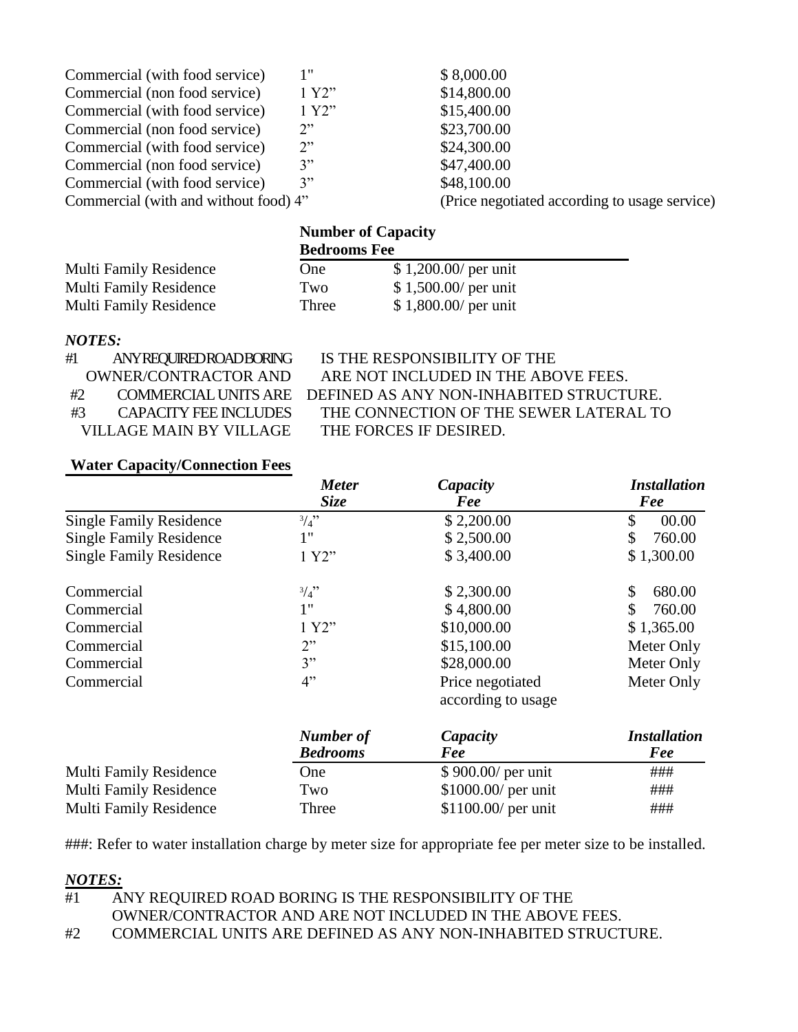| | | |
|---|---|---|
| Commercial (with food service) | 1" | $ 8,000.00 |
| Commercial (non food service) | 1 Y2" | $14,800.00 |
| Commercial (with food service) | 1 Y2" | $15,400.00 |
| Commercial (non food service) | 2" | $23,700.00 |
| Commercial (with food service) | 2" | $24,300.00 |
| Commercial (non food service) | 3" | $47,400.00 |
| Commercial (with food service) | 3" | $48,100.00 |
| Commercial (with and without food) | 4" | (Price negotiated according to usage service) |

| | **Number of Bedrooms** | **Capacity Fee** |
|---|---|---|
| Multi Family Residence | One | $ 1,200.00/ per unit |
| Multi Family Residence | Two | $ 1,500.00/ per unit |
| Multi Family Residence | Three | $ 1,800.00/ per unit |

***NOTES:***

#1 ANY REQUIRED ROAD BORING IS THE RESPONSIBILITY OF THE OWNER/CONTRACTOR AND ARE NOT INCLUDED IN THE ABOVE FEES.

#2 COMMERCIAL UNITS ARE DEFINED AS ANY NON-INHABITED STRUCTURE.

#3 CAPACITY FEE INCLUDES THE CONNECTION OF THE SEWER LATERAL TO VILLAGE MAIN BY VILLAGE THE FORCES IF DESIRED.

**Water Capacity/Connection Fees**

| | ***Meter Size*** | ***Capacity Fee*** | ***Installation Fee*** |
|---|---|---|---|
| Single Family Residence | 3/4" | $ 2,200.00 | $ 00.00 |
| Single Family Residence | 1" | $ 2,500.00 | $ 760.00 |
| Single Family Residence | 1 Y2" | $ 3,400.00 | $ 1,300.00 |
| Commercial | 3/4" | $ 2,300.00 | $ 680.00 |
| Commercial | 1" | $ 4,800.00 | $ 760.00 |
| Commercial | 1 Y2" | $10,000.00 | $ 1,365.00 |
| Commercial | 2" | $15,100.00 | Meter Only |
| Commercial | 3" | $28,000.00 | Meter Only |
| Commercial | 4" | Price negotiated according to usage | Meter Only |

| | ***Number of Bedrooms*** | ***Capacity Fee*** | ***Installation Fee*** |
|---|---|---|---|
| Multi Family Residence | One | $ 900.00/ per unit | ### |
| Multi Family Residence | Two | $1000.00/ per unit | ### |
| Multi Family Residence | Three | $1100.00/ per unit | ### |

###: Refer to water installation charge by meter size for appropriate fee per meter size to be installed.

***NOTES:***

#1 ANY REQUIRED ROAD BORING IS THE RESPONSIBILITY OF THE OWNER/CONTRACTOR AND ARE NOT INCLUDED IN THE ABOVE FEES.

#2 COMMERCIAL UNITS ARE DEFINED AS ANY NON-INHABITED STRUCTURE.